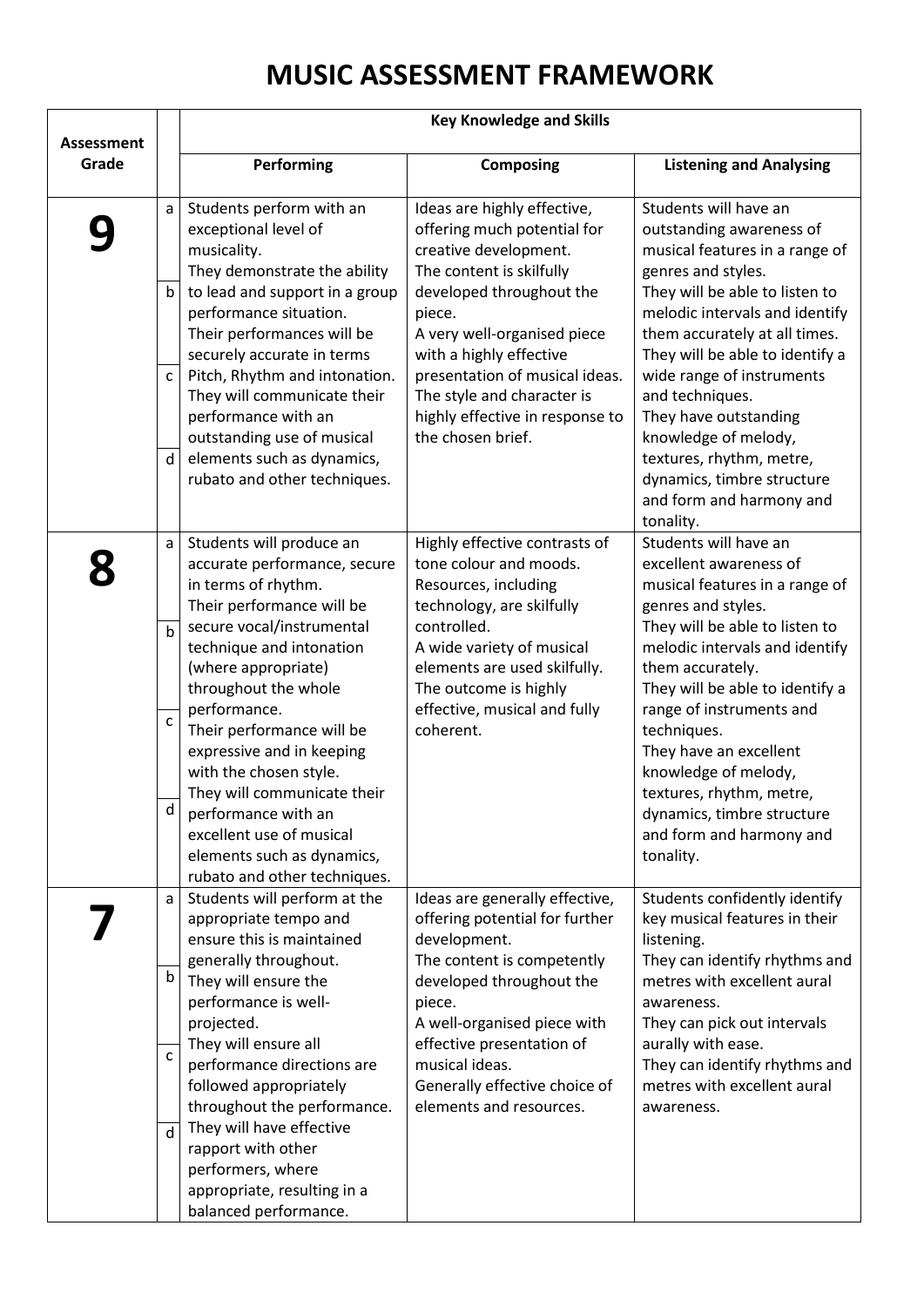# MUSIC ASSESSMENT FRAMEWORK

| Assessment Grade | | Key Knowledge and Skills | | |
|---|---|---|---|---|
| | | **Performing** | **Composing** | **Listening and Analysing** |
| **9** | a<br>b<br>c<br>d | Students perform with an exceptional level of musicality. They demonstrate the ability to lead and support in a group performance situation. Their performances will be securely accurate in terms Pitch, Rhythm and intonation. They will communicate their performance with an outstanding use of musical elements such as dynamics, rubato and other techniques. | Ideas are highly effective, offering much potential for creative development. The content is skilfully developed throughout the piece. A very well-organised piece with a highly effective presentation of musical ideas. The style and character is highly effective in response to the chosen brief. | Students will have an outstanding awareness of musical features in a range of genres and styles. They will be able to listen to melodic intervals and identify them accurately at all times. They will be able to identify a wide range of instruments and techniques. They have outstanding knowledge of melody, textures, rhythm, metre, dynamics, timbre structure and form and harmony and tonality. |
| **8** | a<br>b<br>c<br>d | Students will produce an accurate performance, secure in terms of rhythm. Their performance will be secure vocal/instrumental technique and intonation (where appropriate) throughout the whole performance. Their performance will be expressive and in keeping with the chosen style. They will communicate their performance with an excellent use of musical elements such as dynamics, rubato and other techniques. | Highly effective contrasts of tone colour and moods. Resources, including technology, are skilfully controlled. A wide variety of musical elements are used skilfully. The outcome is highly effective, musical and fully coherent. | Students will have an excellent awareness of musical features in a range of genres and styles. They will be able to listen to melodic intervals and identify them accurately. They will be able to identify a range of instruments and techniques. They have an excellent knowledge of melody, textures, rhythm, metre, dynamics, timbre structure and form and harmony and tonality. |
| **7** | a<br>b<br>c<br>d | Students will perform at the appropriate tempo and ensure this is maintained generally throughout. They will ensure the performance is well-projected. They will ensure all performance directions are followed appropriately throughout the performance. They will have effective rapport with other performers, where appropriate, resulting in a balanced performance. | Ideas are generally effective, offering potential for further development. The content is competently developed throughout the piece. A well-organised piece with effective presentation of musical ideas. Generally effective choice of elements and resources. | Students confidently identify key musical features in their listening. They can identify rhythms and metres with excellent aural awareness. They can pick out intervals aurally with ease. They can identify rhythms and metres with excellent aural awareness. |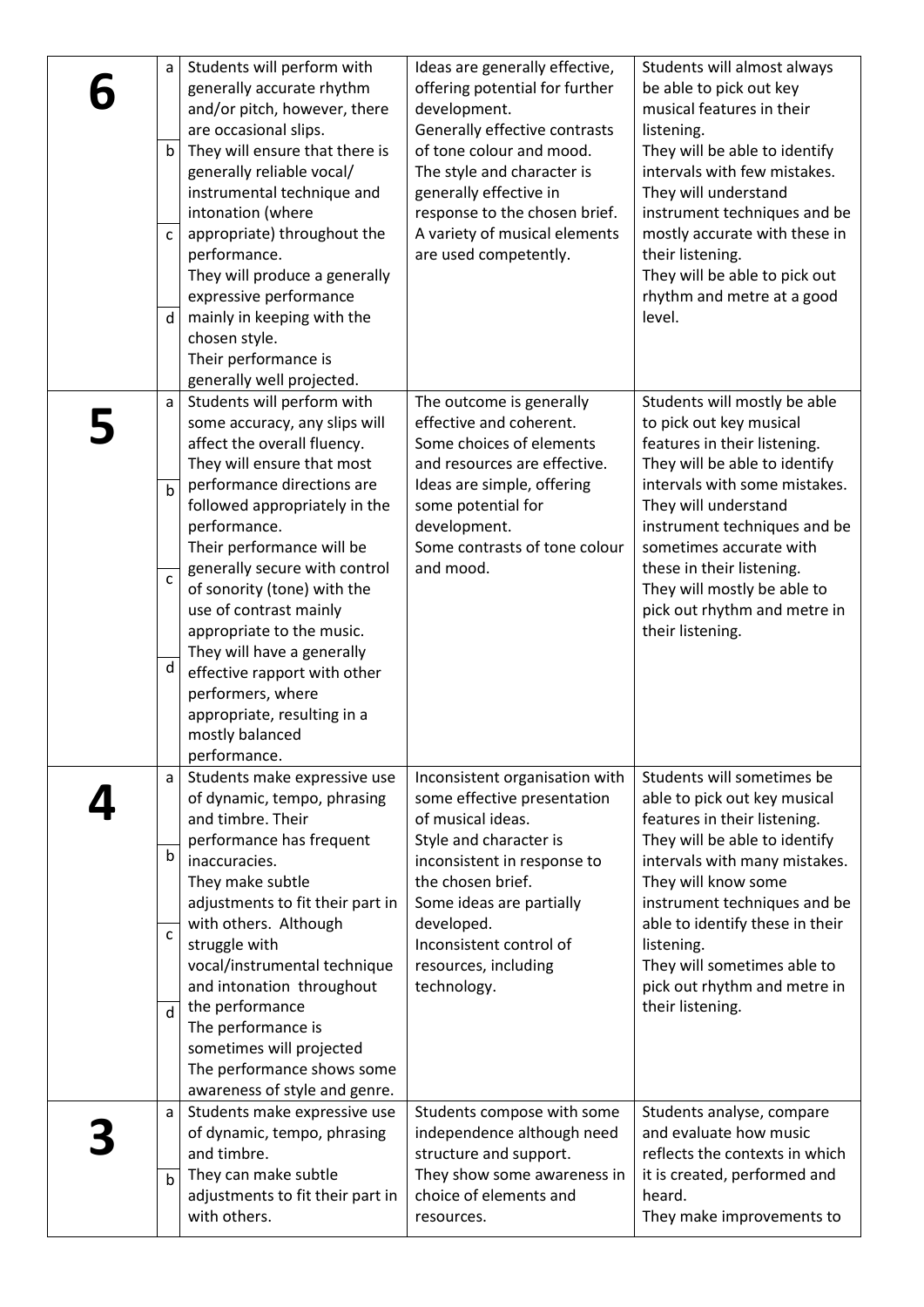| | | | | |
|---|---|---|---|---|
| **6** | a<br>b<br>c<br>d | Students will perform with generally accurate rhythm and/or pitch, however, there are occasional slips.<br>They will ensure that there is generally reliable vocal/ instrumental technique and intonation (where appropriate) throughout the performance.<br>They will produce a generally expressive performance mainly in keeping with the chosen style.<br>Their performance is generally well projected. | Ideas are generally effective, offering potential for further development.<br>Generally effective contrasts of tone colour and mood.<br>The style and character is generally effective in response to the chosen brief.<br>A variety of musical elements are used competently. | Students will almost always be able to pick out key musical features in their listening.<br>They will be able to identify intervals with few mistakes.<br>They will understand instrument techniques and be mostly accurate with these in their listening.<br>They will be able to pick out rhythm and metre at a good level. |
| **5** | a<br>b<br>c<br>d | Students will perform with some accuracy, any slips will affect the overall fluency.<br>They will ensure that most performance directions are followed appropriately in the performance.<br>Their performance will be generally secure with control of sonority (tone) with the use of contrast mainly appropriate to the music.<br>They will have a generally effective rapport with other performers, where appropriate, resulting in a mostly balanced performance. | The outcome is generally effective and coherent.<br>Some choices of elements and resources are effective.<br>Ideas are simple, offering some potential for development.<br>Some contrasts of tone colour and mood. | Students will mostly be able to pick out key musical features in their listening.<br>They will be able to identify intervals with some mistakes.<br>They will understand instrument techniques and be sometimes accurate with these in their listening.<br>They will mostly be able to pick out rhythm and metre in their listening. |
| **4** | a<br>b<br>c<br>d | Students make expressive use of dynamic, tempo, phrasing and timbre. Their performance has frequent inaccuracies.<br>They make subtle adjustments to fit their part in with others. Although struggle with vocal/instrumental technique and intonation throughout the performance<br>The performance is sometimes will projected<br>The performance shows some awareness of style and genre. | Inconsistent organisation with some effective presentation of musical ideas.<br>Style and character is inconsistent in response to the chosen brief.<br>Some ideas are partially developed.<br>Inconsistent control of resources, including technology. | Students will sometimes be able to pick out key musical features in their listening.<br>They will be able to identify intervals with many mistakes.<br>They will know some instrument techniques and be able to identify these in their listening.<br>They will sometimes able to pick out rhythm and metre in their listening. |
| **3** | a<br>b | Students make expressive use of dynamic, tempo, phrasing and timbre.<br>They can make subtle adjustments to fit their part in with others. | Students compose with some independence although need structure and support.<br>They show some awareness in choice of elements and resources. | Students analyse, compare and evaluate how music reflects the contexts in which it is created, performed and heard.<br>They make improvements to |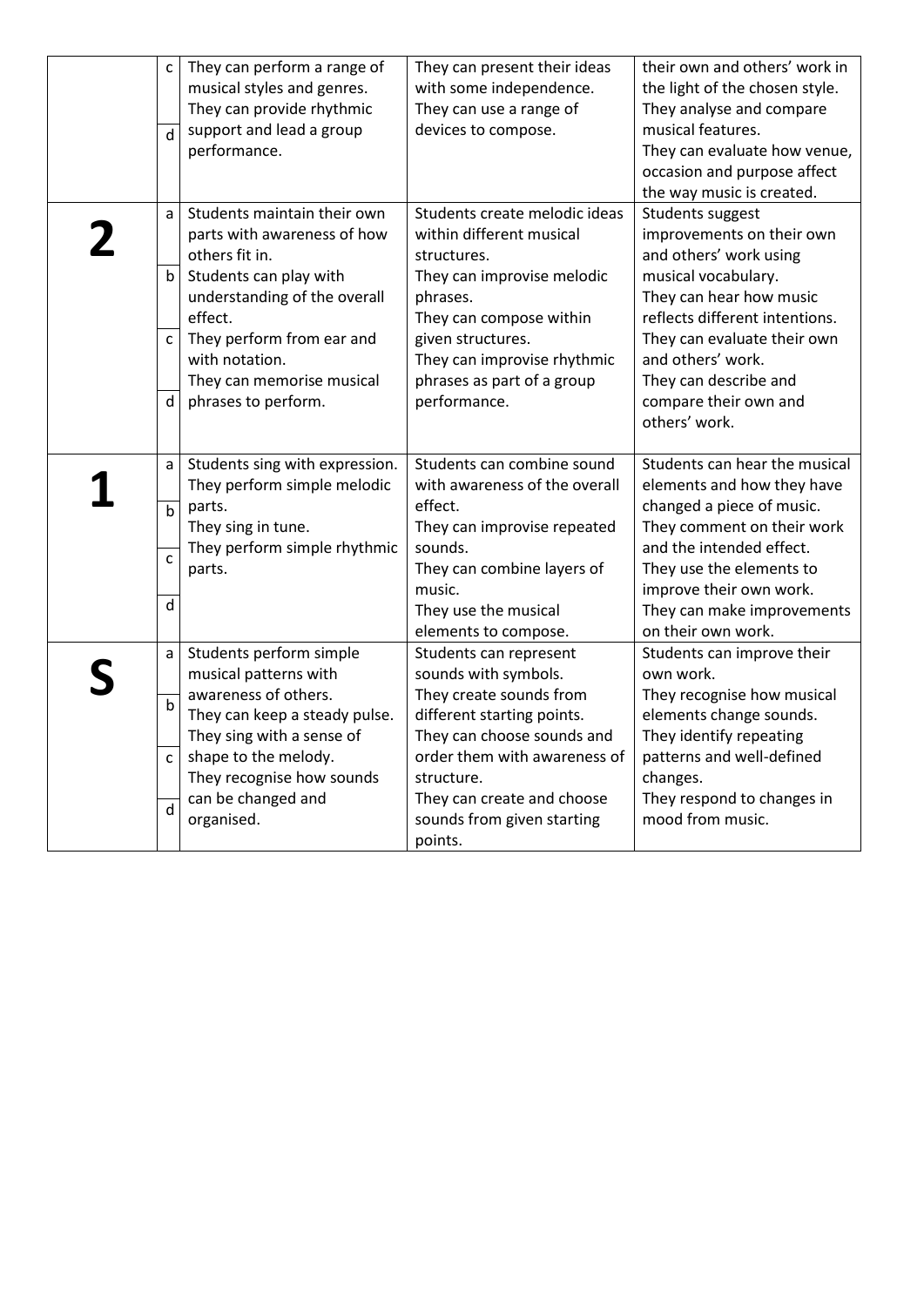| | | | | |
|---|---|---|---|---|
| | c<br>d | They can perform a range of musical styles and genres. They can provide rhythmic support and lead a group performance. | They can present their ideas with some independence. They can use a range of devices to compose. | their own and others' work in the light of the chosen style. They analyse and compare musical features. They can evaluate how venue, occasion and purpose affect the way music is created. |
| **2** | a<br>b<br>c<br>d | Students maintain their own parts with awareness of how others fit in. Students can play with understanding of the overall effect. They perform from ear and with notation. They can memorise musical phrases to perform. | Students create melodic ideas within different musical structures. They can improvise melodic phrases. They can compose within given structures. They can improvise rhythmic phrases as part of a group performance. | Students suggest improvements on their own and others' work using musical vocabulary. They can hear how music reflects different intentions. They can evaluate their own and others' work. They can describe and compare their own and others' work. |
| **1** | a<br>b<br>c<br>d | Students sing with expression. They perform simple melodic parts. They sing in tune. They perform simple rhythmic parts. | Students can combine sound with awareness of the overall effect. They can improvise repeated sounds. They can combine layers of music. They use the musical elements to compose. | Students can hear the musical elements and how they have changed a piece of music. They comment on their work and the intended effect. They use the elements to improve their own work. They can make improvements on their own work. |
| **S** | a<br>b<br>c<br>d | Students perform simple musical patterns with awareness of others. They can keep a steady pulse. They sing with a sense of shape to the melody. They recognise how sounds can be changed and organised. | Students can represent sounds with symbols. They create sounds from different starting points. They can choose sounds and order them with awareness of structure. They can create and choose sounds from given starting points. | Students can improve their own work. They recognise how musical elements change sounds. They identify repeating patterns and well-defined changes. They respond to changes in mood from music. |